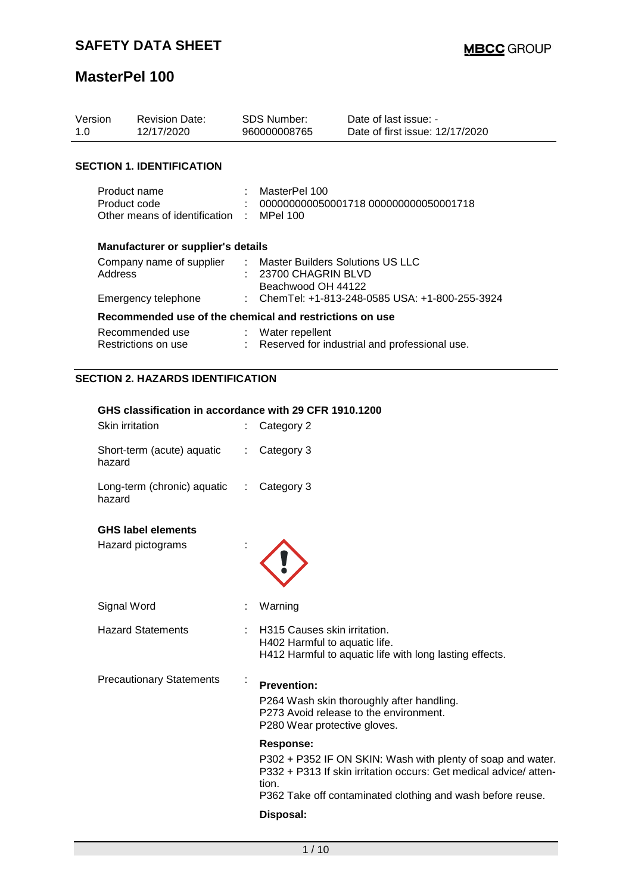# SAFETY DATA SHEET

# MasterPel 100

| Version | Revision Date: | SDS Number: | Date of last issue: - |
|---|---|---|---|
| 1.0 | 12/17/2020 | 960000008765 | Date of first issue: 12/17/2020 |

## SECTION 1. IDENTIFICATION

| | | |
|---|---|---|
| Product name | : | MasterPel 100 |
| Product code | : | 000000000050001718 000000000050001718 |
| Other means of identification | : | MPel 100 |

### Manufacturer or supplier's details

| | | |
|---|---|---|
| Company name of supplier | : | Master Builders Solutions US LLC |
| Address | : | 23700 CHAGRIN BLVD<br>Beachwood OH 44122 |
| Emergency telephone | : | ChemTel: +1-813-248-0585 USA: +1-800-255-3924 |

### Recommended use of the chemical and restrictions on use

| | | |
|---|---|---|
| Recommended use | : | Water repellent |
| Restrictions on use | : | Reserved for industrial and professional use. |

## SECTION 2. HAZARDS IDENTIFICATION

### GHS classification in accordance with 29 CFR 1910.1200

| | | |
|---|---|---|
| Skin irritation | : | Category 2 |
| Short-term (acute) aquatic hazard | : | Category 3 |
| Long-term (chronic) aquatic hazard | : | Category 3 |

### GHS label elements

Hazard pictograms :

Signal Word : Warning

Hazard Statements :
H315 Causes skin irritation.
H402 Harmful to aquatic life.
H412 Harmful to aquatic life with long lasting effects.

Precautionary Statements :

**Prevention:**

P264 Wash skin thoroughly after handling.
P273 Avoid release to the environment.
P280 Wear protective gloves.

**Response:**

P302 + P352 IF ON SKIN: Wash with plenty of soap and water.
P332 + P313 If skin irritation occurs: Get medical advice/ attention.
P362 Take off contaminated clothing and wash before reuse.

**Disposal:**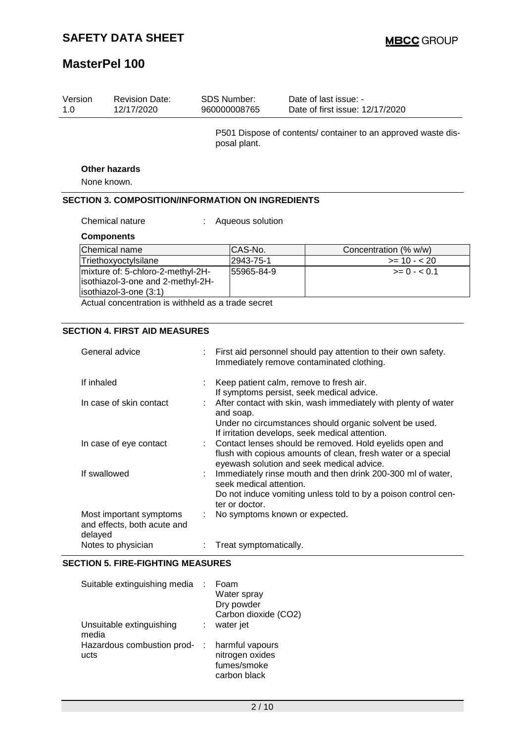P501 Dispose of contents/ container to an approved waste disposal plant.

**Other hazards**

None known.

## SECTION 3. COMPOSITION/INFORMATION ON INGREDIENTS

Chemical nature : Aqueous solution

**Components**

| Chemical name | CAS-No. | Concentration (% w/w) |
|---|---|---|
| Triethoxyoctylsilane | 2943-75-1 | >= 10 - < 20 |
| mixture of: 5-chloro-2-methyl-2H-isothiazol-3-one and 2-methyl-2H-isothiazol-3-one (3:1) | 55965-84-9 | >= 0 - < 0.1 |

Actual concentration is withheld as a trade secret

## SECTION 4. FIRST AID MEASURES

| | | |
|---|---|---|
| General advice | : | First aid personnel should pay attention to their own safety. Immediately remove contaminated clothing. |
| If inhaled | : | Keep patient calm, remove to fresh air. If symptoms persist, seek medical advice. |
| In case of skin contact | : | After contact with skin, wash immediately with plenty of water and soap. Under no circumstances should organic solvent be used. If irritation develops, seek medical attention. |
| In case of eye contact | : | Contact lenses should be removed. Hold eyelids open and flush with copious amounts of clean, fresh water or a special eyewash solution and seek medical advice. |
| If swallowed | : | Immediately rinse mouth and then drink 200-300 ml of water, seek medical attention. Do not induce vomiting unless told to by a poison control center or doctor. |
| Most important symptoms and effects, both acute and delayed | : | No symptoms known or expected. |
| Notes to physician | : | Treat symptomatically. |

## SECTION 5. FIRE-FIGHTING MEASURES

| | | |
|---|---|---|
| Suitable extinguishing media | : | Foam<br>Water spray<br>Dry powder<br>Carbon dioxide ($CO_2$) |
| Unsuitable extinguishing media | : | water jet |
| Hazardous combustion products | : | harmful vapours<br>nitrogen oxides<br>fumes/smoke<br>carbon black |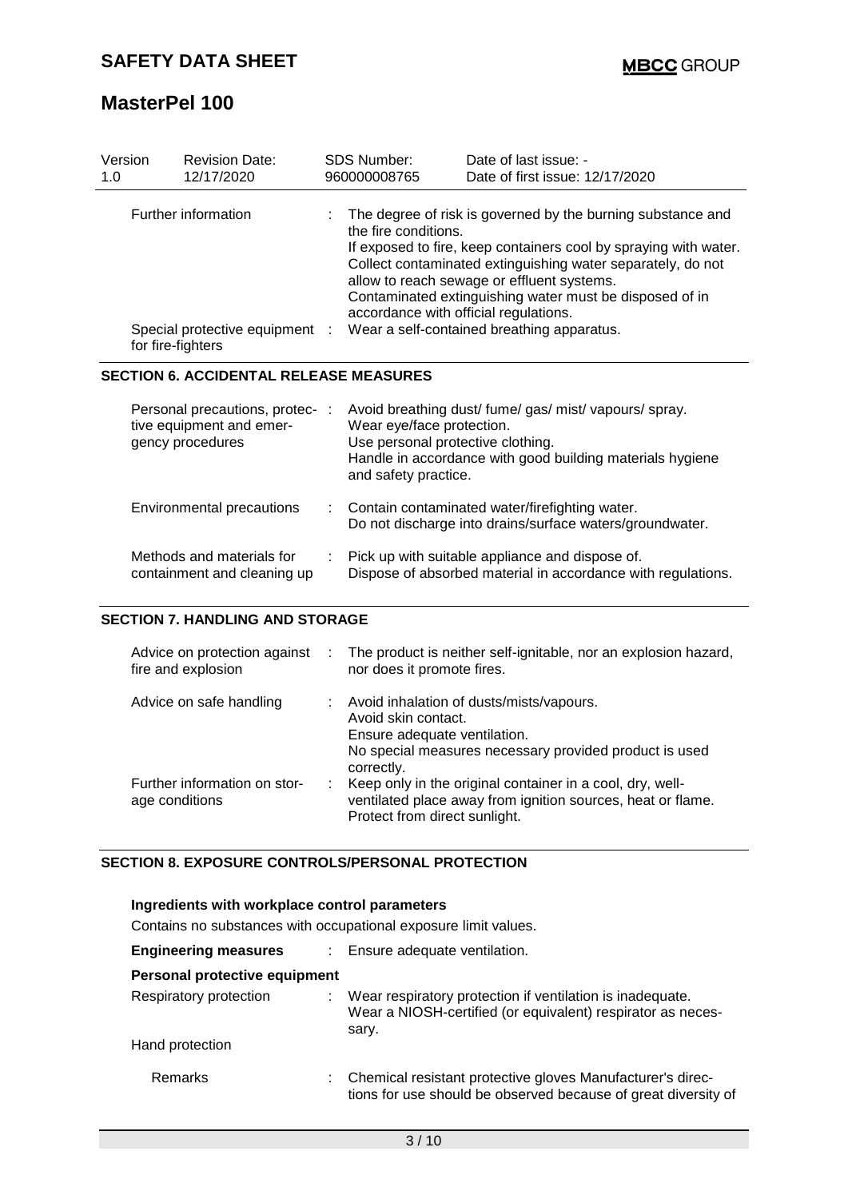| Version 1.0 | Revision Date: 12/17/2020 | SDS Number: 960000008765 | Date of last issue: - Date of first issue: 12/17/2020 |
|---|---|---|---|

| | |
|---|---|
| Further information | : The degree of risk is governed by the burning substance and the fire conditions. If exposed to fire, keep containers cool by spraying with water. Collect contaminated extinguishing water separately, do not allow to reach sewage or effluent systems. Contaminated extinguishing water must be disposed of in accordance with official regulations. |
| Special protective equipment for fire-fighters | : Wear a self-contained breathing apparatus. |

## SECTION 6. ACCIDENTAL RELEASE MEASURES

| | |
|---|---|
| Personal precautions, protective equipment and emergency procedures | : Avoid breathing dust/ fume/ gas/ mist/ vapours/ spray. Wear eye/face protection. Use personal protective clothing. Handle in accordance with good building materials hygiene and safety practice. |
| Environmental precautions | : Contain contaminated water/firefighting water. Do not discharge into drains/surface waters/groundwater. |
| Methods and materials for containment and cleaning up | : Pick up with suitable appliance and dispose of. Dispose of absorbed material in accordance with regulations. |

## SECTION 7. HANDLING AND STORAGE

| | |
|---|---|
| Advice on protection against fire and explosion | : The product is neither self-ignitable, nor an explosion hazard, nor does it promote fires. |
| Advice on safe handling | : Avoid inhalation of dusts/mists/vapours. Avoid skin contact. Ensure adequate ventilation. No special measures necessary provided product is used correctly. |
| Further information on storage conditions | : Keep only in the original container in a cool, dry, well-ventilated place away from ignition sources, heat or flame. Protect from direct sunlight. |

## SECTION 8. EXPOSURE CONTROLS/PERSONAL PROTECTION

**Ingredients with workplace control parameters**

Contains no substances with occupational exposure limit values.

| | |
|---|---|
| **Engineering measures** | : Ensure adequate ventilation. |

**Personal protective equipment**

| | |
|---|---|
| Respiratory protection | : Wear respiratory protection if ventilation is inadequate. Wear a NIOSH-certified (or equivalent) respirator as necessary. |
| Hand protection | |
| Remarks | : Chemical resistant protective gloves Manufacturer's directions for use should be observed because of great diversity of |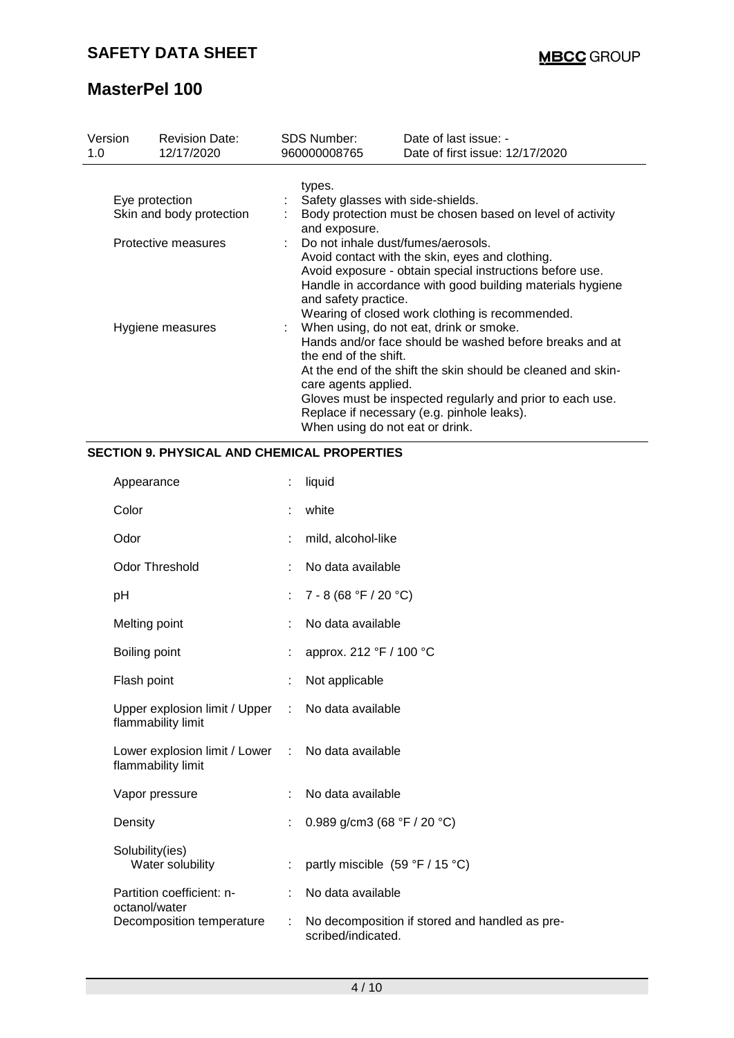| Version | Revision Date: | SDS Number: | Date of last issue: - |
|---|---|---|---|
| 1.0 | 12/17/2020 | 960000008765 | Date of first issue: 12/17/2020 |

| | | |
|---|---|---|
| | | types. |
| Eye protection | : | Safety glasses with side-shields. |
| Skin and body protection | : | Body protection must be chosen based on level of activity and exposure. |
| Protective measures | : | Do not inhale dust/fumes/aerosols.<br>Avoid contact with the skin, eyes and clothing.<br>Avoid exposure - obtain special instructions before use.<br>Handle in accordance with good building materials hygiene and safety practice.<br>Wearing of closed work clothing is recommended. |
| Hygiene measures | : | When using, do not eat, drink or smoke.<br>Hands and/or face should be washed before breaks and at the end of the shift.<br>At the end of the shift the skin should be cleaned and skin-care agents applied.<br>Gloves must be inspected regularly and prior to each use. Replace if necessary (e.g. pinhole leaks).<br>When using do not eat or drink. |

## SECTION 9. PHYSICAL AND CHEMICAL PROPERTIES

| | | |
|---|---|---|
| Appearance | : | liquid |
| Color | : | white |
| Odor | : | mild, alcohol-like |
| Odor Threshold | : | No data available |
| pH | : | 7 - 8 (68 °F / 20 °C) |
| Melting point | : | No data available |
| Boiling point | : | approx. 212 °F / 100 °C |
| Flash point | : | Not applicable |
| Upper explosion limit / Upper flammability limit | : | No data available |
| Lower explosion limit / Lower flammability limit | : | No data available |
| Vapor pressure | : | No data available |
| Density | : | 0.989 g/cm3 (68 °F / 20 °C) |
| Solubility(ies)<br>Water solubility | : | partly miscible (59 °F / 15 °C) |
| Partition coefficient: n-octanol/water | : | No data available |
| Decomposition temperature | : | No decomposition if stored and handled as pre-scribed/indicated. |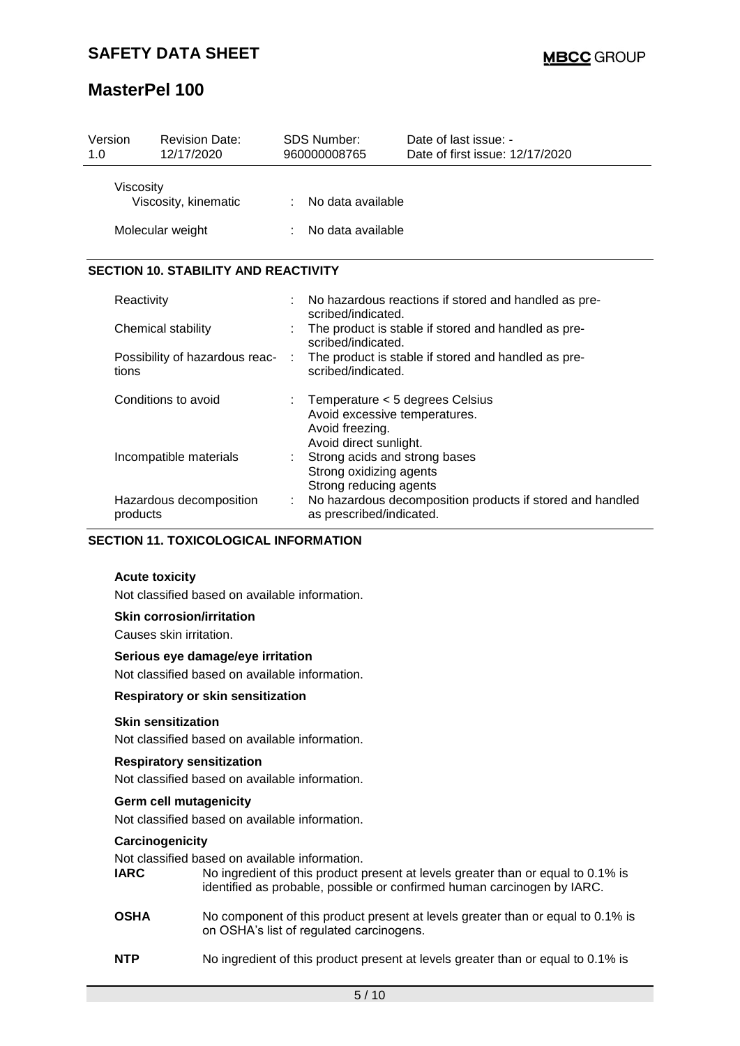| Version 1.0 | Revision Date: 12/17/2020 | SDS Number: 960000008765 | Date of last issue: - Date of first issue: 12/17/2020 |
|---|---|---|---|

Viscosity

| | | |
|---|---|---|
| Viscosity, kinematic | : | No data available |
| Molecular weight | : | No data available |

## SECTION 10. STABILITY AND REACTIVITY

| | | |
|---|---|---|
| Reactivity | : | No hazardous reactions if stored and handled as prescribed/indicated. |
| Chemical stability | : | The product is stable if stored and handled as prescribed/indicated. |
| Possibility of hazardous reactions | : | The product is stable if stored and handled as prescribed/indicated. |
| Conditions to avoid | : | Temperature < 5 degrees Celsius<br>Avoid excessive temperatures.<br>Avoid freezing.<br>Avoid direct sunlight. |
| Incompatible materials | : | Strong acids and strong bases<br>Strong oxidizing agents<br>Strong reducing agents |
| Hazardous decomposition products | : | No hazardous decomposition products if stored and handled as prescribed/indicated. |

## SECTION 11. TOXICOLOGICAL INFORMATION

**Acute toxicity**

Not classified based on available information.

**Skin corrosion/irritation**

Causes skin irritation.

**Serious eye damage/eye irritation**

Not classified based on available information.

**Respiratory or skin sensitization**

**Skin sensitization**

Not classified based on available information.

**Respiratory sensitization**

Not classified based on available information.

**Germ cell mutagenicity**

Not classified based on available information.

**Carcinogenicity**

Not classified based on available information.

| | |
|---|---|
| **IARC** | No ingredient of this product present at levels greater than or equal to 0.1% is identified as probable, possible or confirmed human carcinogen by IARC. |
| **OSHA** | No component of this product present at levels greater than or equal to 0.1% is on OSHA's list of regulated carcinogens. |
| **NTP** | No ingredient of this product present at levels greater than or equal to 0.1% is |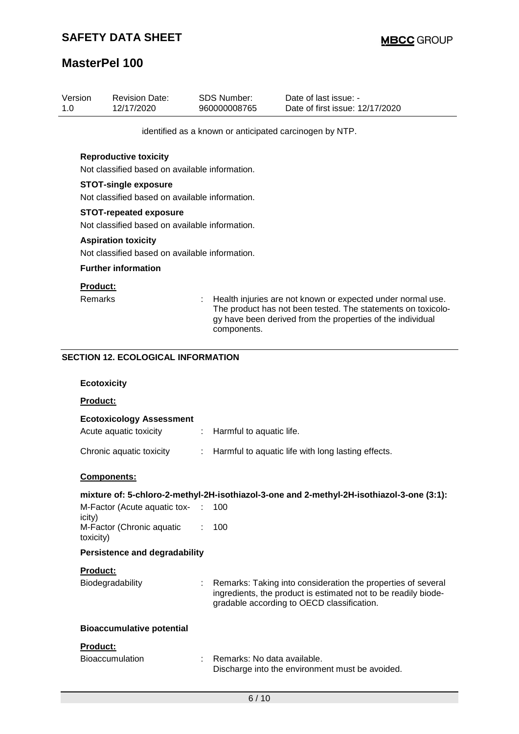identified as a known or anticipated carcinogen by NTP.

**Reproductive toxicity**

Not classified based on available information.

**STOT-single exposure**

Not classified based on available information.

**STOT-repeated exposure**

Not classified based on available information.

**Aspiration toxicity**

Not classified based on available information.

**Further information**

**Product:**

Remarks : Health injuries are not known or expected under normal use. The product has not been tested. The statements on toxicology have been derived from the properties of the individual components.

## SECTION 12. ECOLOGICAL INFORMATION

**Ecotoxicity**

**Product:**

**Ecotoxicology Assessment**

Acute aquatic toxicity : Harmful to aquatic life.

Chronic aquatic toxicity : Harmful to aquatic life with long lasting effects.

**Components:**

**mixture of: 5-chloro-2-methyl-2H-isothiazol-3-one and 2-methyl-2H-isothiazol-3-one (3:1):**

M-Factor (Acute aquatic toxicity) : 100

M-Factor (Chronic aquatic toxicity) : 100

**Persistence and degradability**

**Product:**

Biodegradability : Remarks: Taking into consideration the properties of several ingredients, the product is estimated not to be readily biodegradable according to OECD classification.

**Bioaccumulative potential**

**Product:**

Bioaccumulation : Remarks: No data available.
Discharge into the environment must be avoided.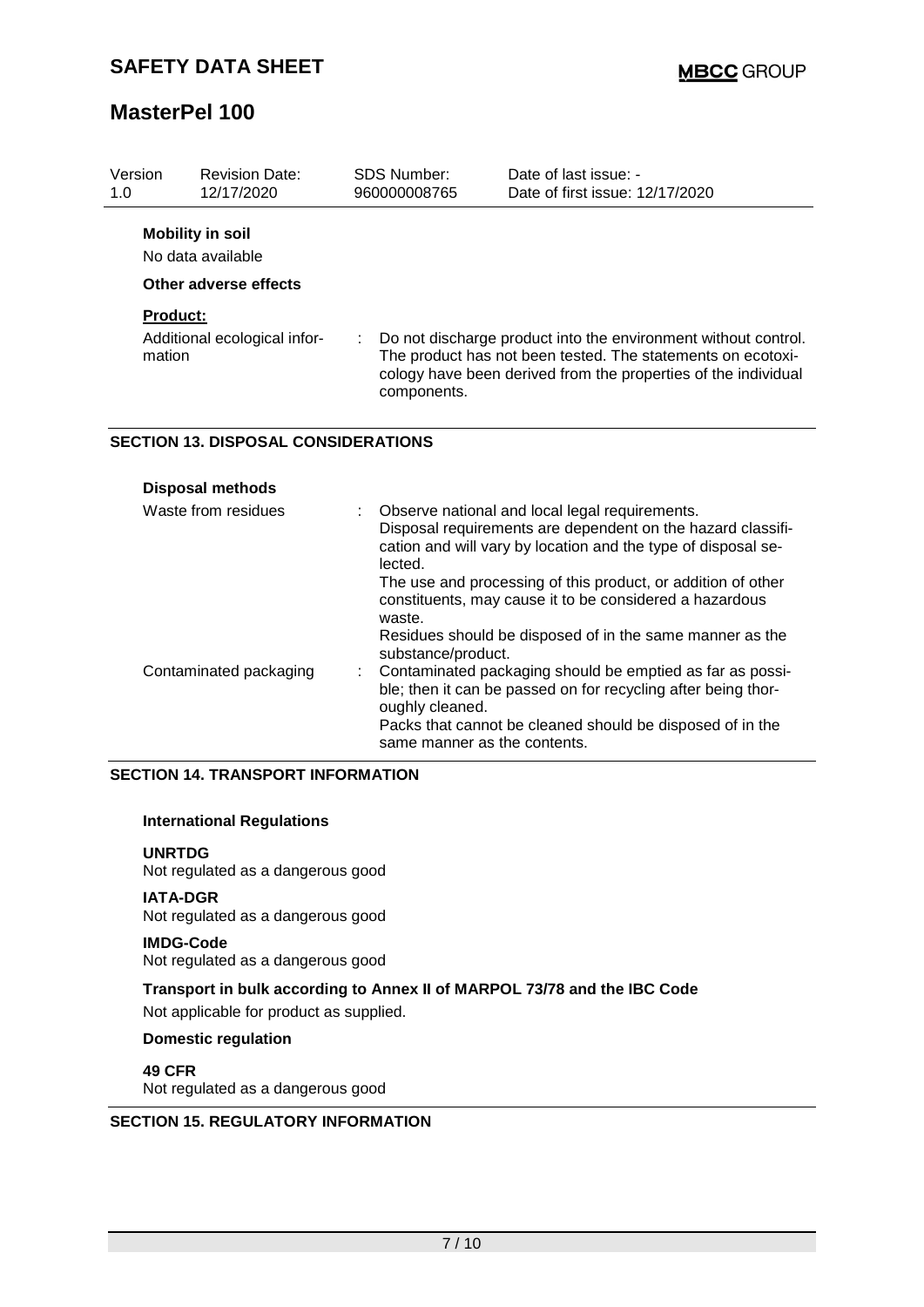**Mobility in soil**

No data available

**Other adverse effects**

**Product:**

| | |
|---|---|
| Additional ecological information | : Do not discharge product into the environment without control. The product has not been tested. The statements on ecotoxicology have been derived from the properties of the individual components. |

## SECTION 13. DISPOSAL CONSIDERATIONS

**Disposal methods**

| | |
|---|---|
| Waste from residues | : Observe national and local legal requirements. Disposal requirements are dependent on the hazard classification and will vary by location and the type of disposal selected. The use and processing of this product, or addition of other constituents, may cause it to be considered a hazardous waste. Residues should be disposed of in the same manner as the substance/product. |
| Contaminated packaging | : Contaminated packaging should be emptied as far as possible; then it can be passed on for recycling after being thoroughly cleaned. Packs that cannot be cleaned should be disposed of in the same manner as the contents. |

## SECTION 14. TRANSPORT INFORMATION

**International Regulations**

**UNRTDG**
Not regulated as a dangerous good

**IATA-DGR**
Not regulated as a dangerous good

**IMDG-Code**
Not regulated as a dangerous good

**Transport in bulk according to Annex II of MARPOL 73/78 and the IBC Code**

Not applicable for product as supplied.

**Domestic regulation**

**49 CFR**
Not regulated as a dangerous good

## SECTION 15. REGULATORY INFORMATION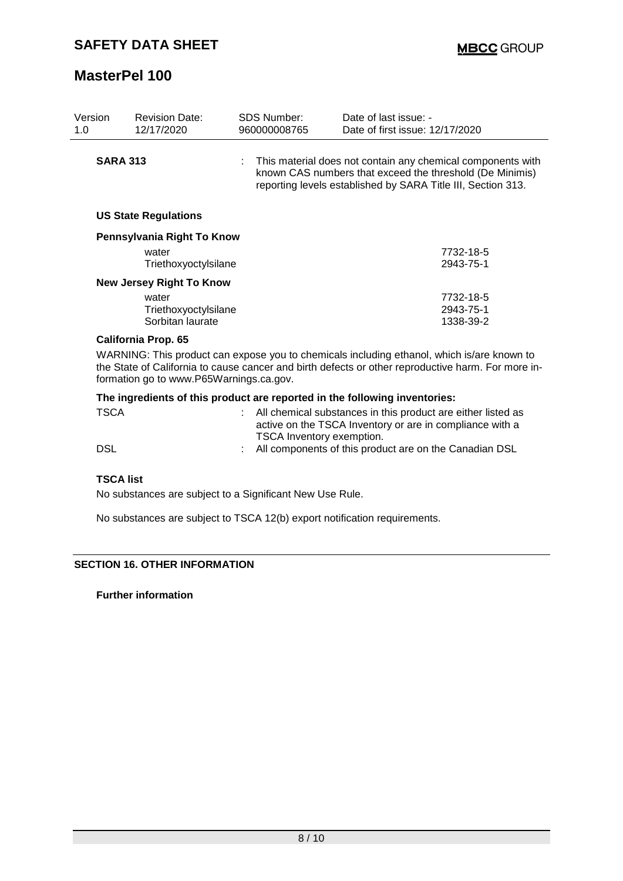| Version | Revision Date: | SDS Number: | Date of last issue: - |
| --- | --- | --- | --- |
| 1.0 | 12/17/2020 | 960000008765 | Date of first issue: 12/17/2020 |

**SARA 313** : This material does not contain any chemical components with known CAS numbers that exceed the threshold (De Minimis) reporting levels established by SARA Title III, Section 313.

**US State Regulations**

**Pennsylvania Right To Know**

| | |
| --- | --- |
| water | 7732-18-5 |
| Triethoxyoctylsilane | 2943-75-1 |

**New Jersey Right To Know**

| | |
| --- | --- |
| water | 7732-18-5 |
| Triethoxyoctylsilane | 2943-75-1 |
| Sorbitan laurate | 1338-39-2 |

**California Prop. 65**

WARNING: This product can expose you to chemicals including ethanol, which is/are known to the State of California to cause cancer and birth defects or other reproductive harm. For more information go to www.P65Warnings.ca.gov.

**The ingredients of this product are reported in the following inventories:**

TSCA : All chemical substances in this product are either listed as active on the TSCA Inventory or are in compliance with a TSCA Inventory exemption.

DSL : All components of this product are on the Canadian DSL

**TSCA list**

No substances are subject to a Significant New Use Rule.

No substances are subject to TSCA 12(b) export notification requirements.

## SECTION 16. OTHER INFORMATION

**Further information**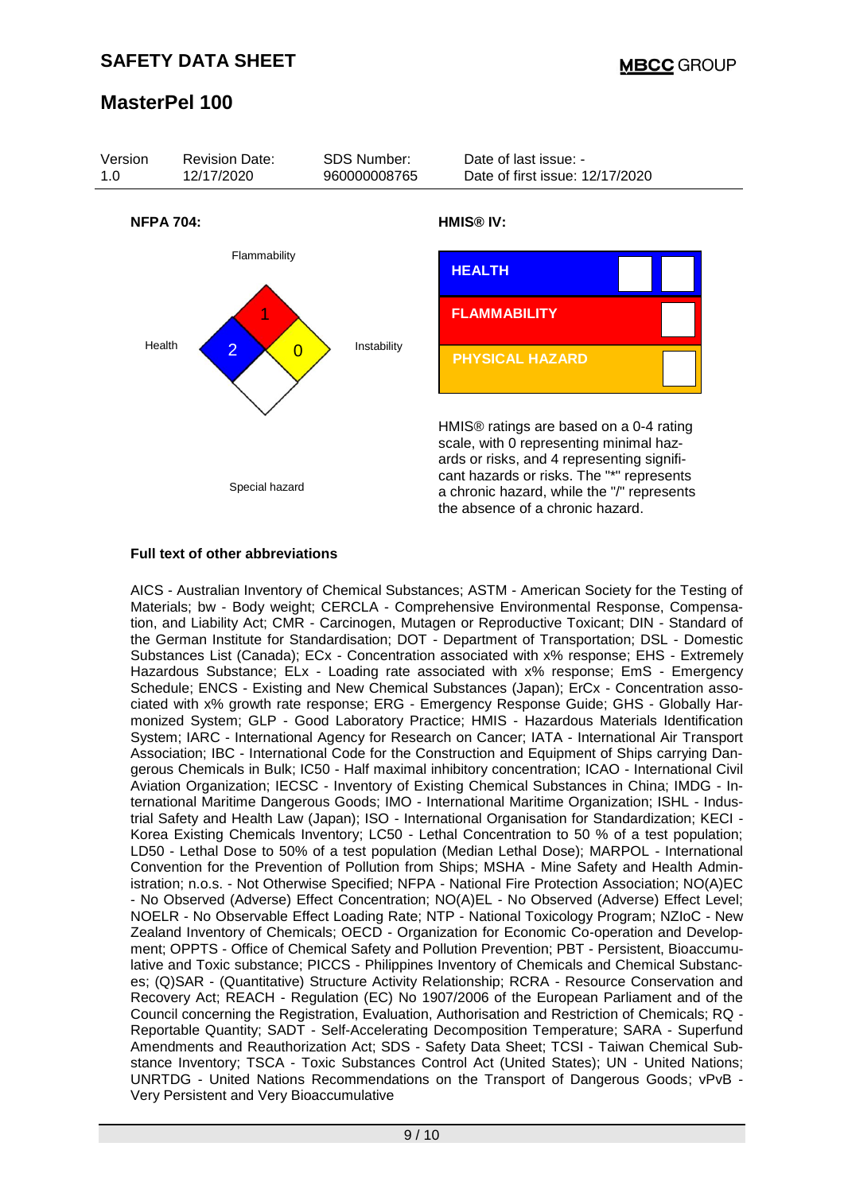## MasterPel 100

| Version | Revision Date: | SDS Number: | Date of last issue: - |
|---|---|---|---|
| 1.0 | 12/17/2020 | 960000008765 | Date of first issue: 12/17/2020 |

**NFPA 704:**

Flammability: 1
Health: 2
Instability: 0
Special hazard

**HMIS® IV:**

| HEALTH | | |
|---|---|---|
| FLAMMABILITY | | |
| PHYSICAL HAZARD | | |

HMIS® ratings are based on a 0-4 rating scale, with 0 representing minimal hazards or risks, and 4 representing significant hazards or risks. The "*" represents a chronic hazard, while the "/" represents the absence of a chronic hazard.

**Full text of other abbreviations**

AICS - Australian Inventory of Chemical Substances; ASTM - American Society for the Testing of Materials; bw - Body weight; CERCLA - Comprehensive Environmental Response, Compensation, and Liability Act; CMR - Carcinogen, Mutagen or Reproductive Toxicant; DIN - Standard of the German Institute for Standardisation; DOT - Department of Transportation; DSL - Domestic Substances List (Canada); ECx - Concentration associated with x% response; EHS - Extremely Hazardous Substance; ELx - Loading rate associated with x% response; EmS - Emergency Schedule; ENCS - Existing and New Chemical Substances (Japan); ErCx - Concentration associated with x% growth rate response; ERG - Emergency Response Guide; GHS - Globally Harmonized System; GLP - Good Laboratory Practice; HMIS - Hazardous Materials Identification System; IARC - International Agency for Research on Cancer; IATA - International Air Transport Association; IBC - International Code for the Construction and Equipment of Ships carrying Dangerous Chemicals in Bulk; IC50 - Half maximal inhibitory concentration; ICAO - International Civil Aviation Organization; IECSC - Inventory of Existing Chemical Substances in China; IMDG - International Maritime Dangerous Goods; IMO - International Maritime Organization; ISHL - Industrial Safety and Health Law (Japan); ISO - International Organisation for Standardization; KECI - Korea Existing Chemicals Inventory; LC50 - Lethal Concentration to 50 % of a test population; LD50 - Lethal Dose to 50% of a test population (Median Lethal Dose); MARPOL - International Convention for the Prevention of Pollution from Ships; MSHA - Mine Safety and Health Administration; n.o.s. - Not Otherwise Specified; NFPA - National Fire Protection Association; NO(A)EC - No Observed (Adverse) Effect Concentration; NO(A)EL - No Observed (Adverse) Effect Level; NOELR - No Observable Effect Loading Rate; NTP - National Toxicology Program; NZIoC - New Zealand Inventory of Chemicals; OECD - Organization for Economic Co-operation and Development; OPPTS - Office of Chemical Safety and Pollution Prevention; PBT - Persistent, Bioaccumulative and Toxic substance; PICCS - Philippines Inventory of Chemicals and Chemical Substances; (Q)SAR - (Quantitative) Structure Activity Relationship; RCRA - Resource Conservation and Recovery Act; REACH - Regulation (EC) No 1907/2006 of the European Parliament and of the Council concerning the Registration, Evaluation, Authorisation and Restriction of Chemicals; RQ - Reportable Quantity; SADT - Self-Accelerating Decomposition Temperature; SARA - Superfund Amendments and Reauthorization Act; SDS - Safety Data Sheet; TCSI - Taiwan Chemical Substance Inventory; TSCA - Toxic Substances Control Act (United States); UN - United Nations; UNRTDG - United Nations Recommendations on the Transport of Dangerous Goods; vPvB - Very Persistent and Very Bioaccumulative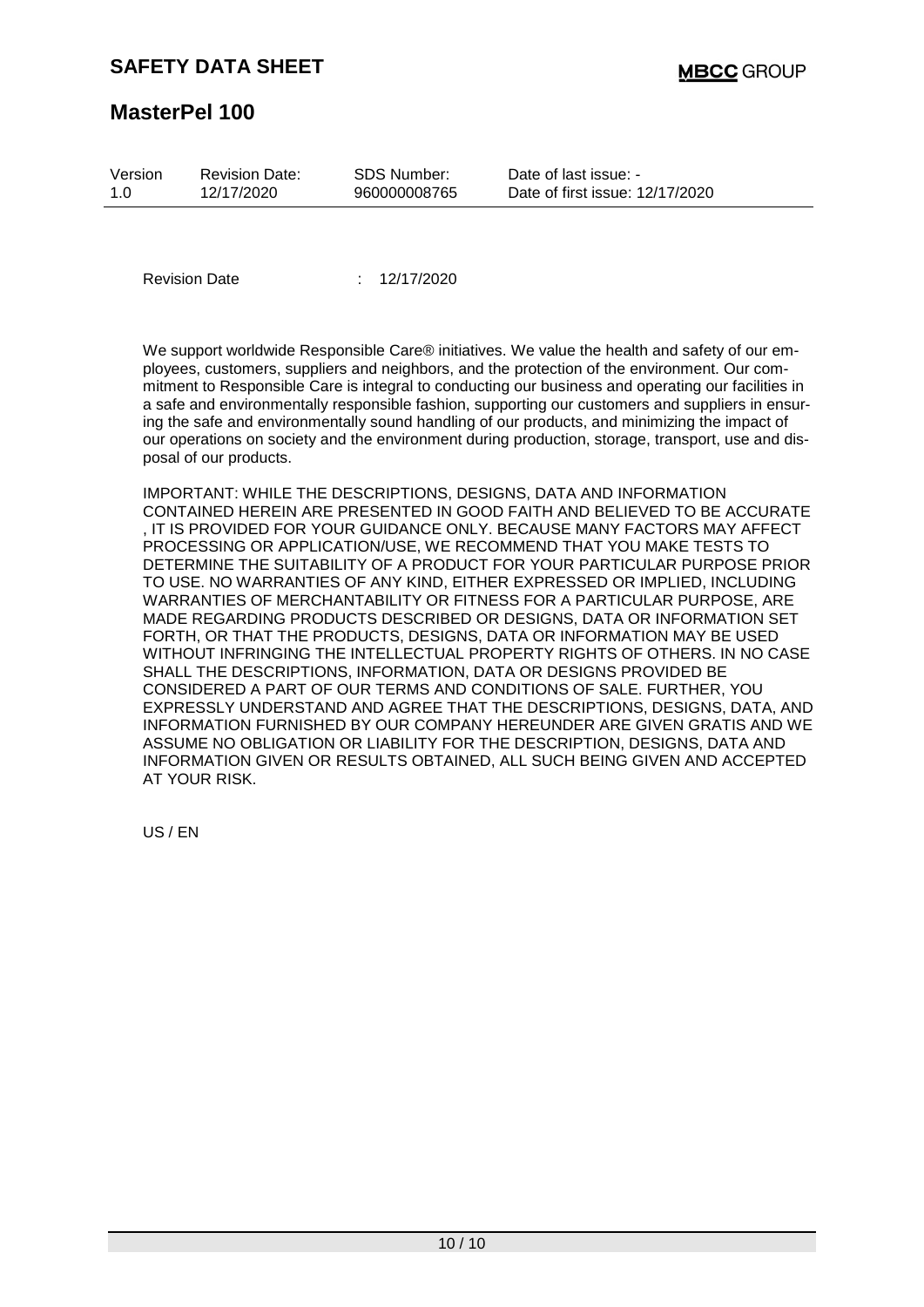Revision Date : 12/17/2020

We support worldwide Responsible Care® initiatives. We value the health and safety of our employees, customers, suppliers and neighbors, and the protection of the environment. Our commitment to Responsible Care is integral to conducting our business and operating our facilities in a safe and environmentally responsible fashion, supporting our customers and suppliers in ensuring the safe and environmentally sound handling of our products, and minimizing the impact of our operations on society and the environment during production, storage, transport, use and disposal of our products.

IMPORTANT: WHILE THE DESCRIPTIONS, DESIGNS, DATA AND INFORMATION CONTAINED HEREIN ARE PRESENTED IN GOOD FAITH AND BELIEVED TO BE ACCURATE , IT IS PROVIDED FOR YOUR GUIDANCE ONLY. BECAUSE MANY FACTORS MAY AFFECT PROCESSING OR APPLICATION/USE, WE RECOMMEND THAT YOU MAKE TESTS TO DETERMINE THE SUITABILITY OF A PRODUCT FOR YOUR PARTICULAR PURPOSE PRIOR TO USE. NO WARRANTIES OF ANY KIND, EITHER EXPRESSED OR IMPLIED, INCLUDING WARRANTIES OF MERCHANTABILITY OR FITNESS FOR A PARTICULAR PURPOSE, ARE MADE REGARDING PRODUCTS DESCRIBED OR DESIGNS, DATA OR INFORMATION SET FORTH, OR THAT THE PRODUCTS, DESIGNS, DATA OR INFORMATION MAY BE USED WITHOUT INFRINGING THE INTELLECTUAL PROPERTY RIGHTS OF OTHERS. IN NO CASE SHALL THE DESCRIPTIONS, INFORMATION, DATA OR DESIGNS PROVIDED BE CONSIDERED A PART OF OUR TERMS AND CONDITIONS OF SALE. FURTHER, YOU EXPRESSLY UNDERSTAND AND AGREE THAT THE DESCRIPTIONS, DESIGNS, DATA, AND INFORMATION FURNISHED BY OUR COMPANY HEREUNDER ARE GIVEN GRATIS AND WE ASSUME NO OBLIGATION OR LIABILITY FOR THE DESCRIPTION, DESIGNS, DATA AND INFORMATION GIVEN OR RESULTS OBTAINED, ALL SUCH BEING GIVEN AND ACCEPTED AT YOUR RISK.

US / EN